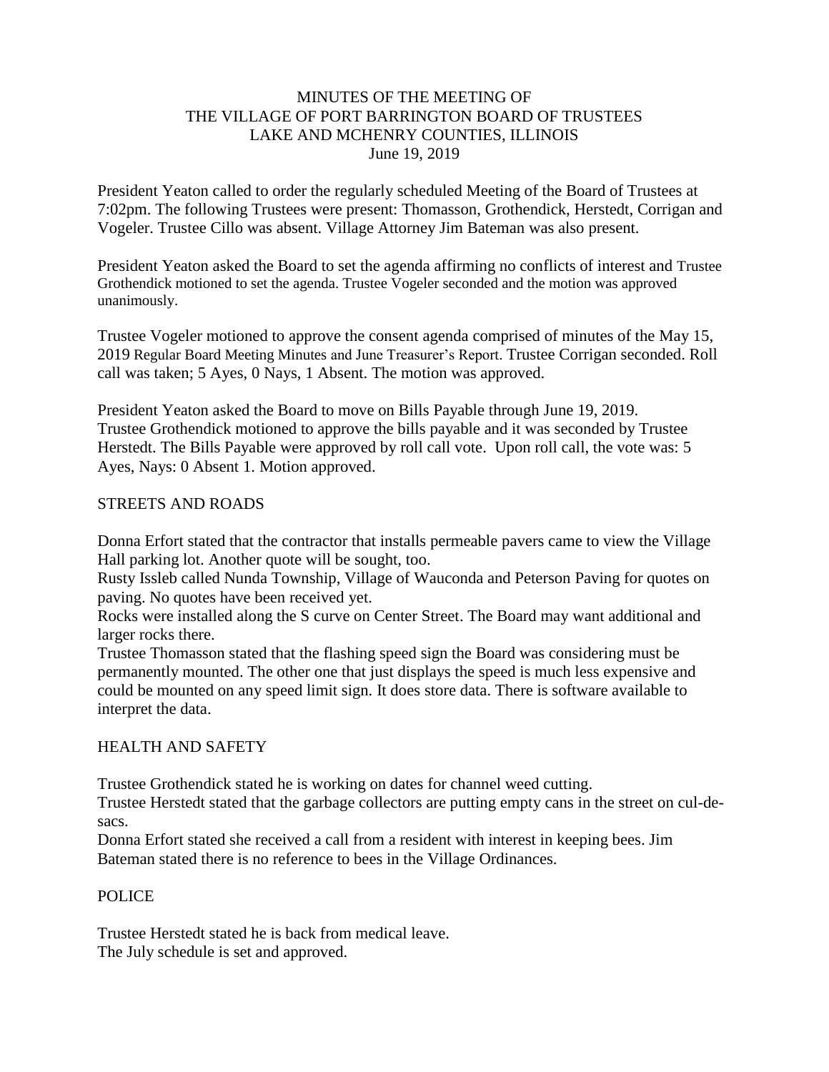# MINUTES OF THE MEETING OF THE VILLAGE OF PORT BARRINGTON BOARD OF TRUSTEES LAKE AND MCHENRY COUNTIES, ILLINOIS

June 19, 2019

President Yeaton called to order the regularly scheduled Meeting of the Board of Trustees at 7:02pm. The following Trustees were present: Thomasson, Grothendick, Herstedt, Corrigan and Vogeler. Trustee Cillo was absent. Village Attorney Jim Bateman was also present.

President Yeaton asked the Board to set the agenda affirming no conflicts of interest and Trustee Grothendick motioned to set the agenda. Trustee Vogeler seconded and the motion was approved unanimously.

Trustee Vogeler motioned to approve the consent agenda comprised of minutes of the May 15, 2019 Regular Board Meeting Minutes and June Treasurer's Report. Trustee Corrigan seconded. Roll call was taken; 5 Ayes, 0 Nays, 1 Absent. The motion was approved.

President Yeaton asked the Board to move on Bills Payable through June 19, 2019. Trustee Grothendick motioned to approve the bills payable and it was seconded by Trustee Herstedt. The Bills Payable were approved by roll call vote. Upon roll call, the vote was: 5 Ayes, Nays: 0 Absent 1. Motion approved.

## STREETS AND ROADS

Donna Erfort stated that the contractor that installs permeable pavers came to view the Village Hall parking lot. Another quote will be sought, too.

Rusty Issleb called Nunda Township, Village of Wauconda and Peterson Paving for quotes on paving. No quotes have been received yet.

Rocks were installed along the S curve on Center Street. The Board may want additional and larger rocks there.

Trustee Thomasson stated that the flashing speed sign the Board was considering must be permanently mounted. The other one that just displays the speed is much less expensive and could be mounted on any speed limit sign. It does store data. There is software available to interpret the data.

## HEALTH AND SAFETY

Trustee Grothendick stated he is working on dates for channel weed cutting.

Trustee Herstedt stated that the garbage collectors are putting empty cans in the street on cul-de-sacs.

Donna Erfort stated she received a call from a resident with interest in keeping bees. Jim Bateman stated there is no reference to bees in the Village Ordinances.

## POLICE

Trustee Herstedt stated he is back from medical leave.

The July schedule is set and approved.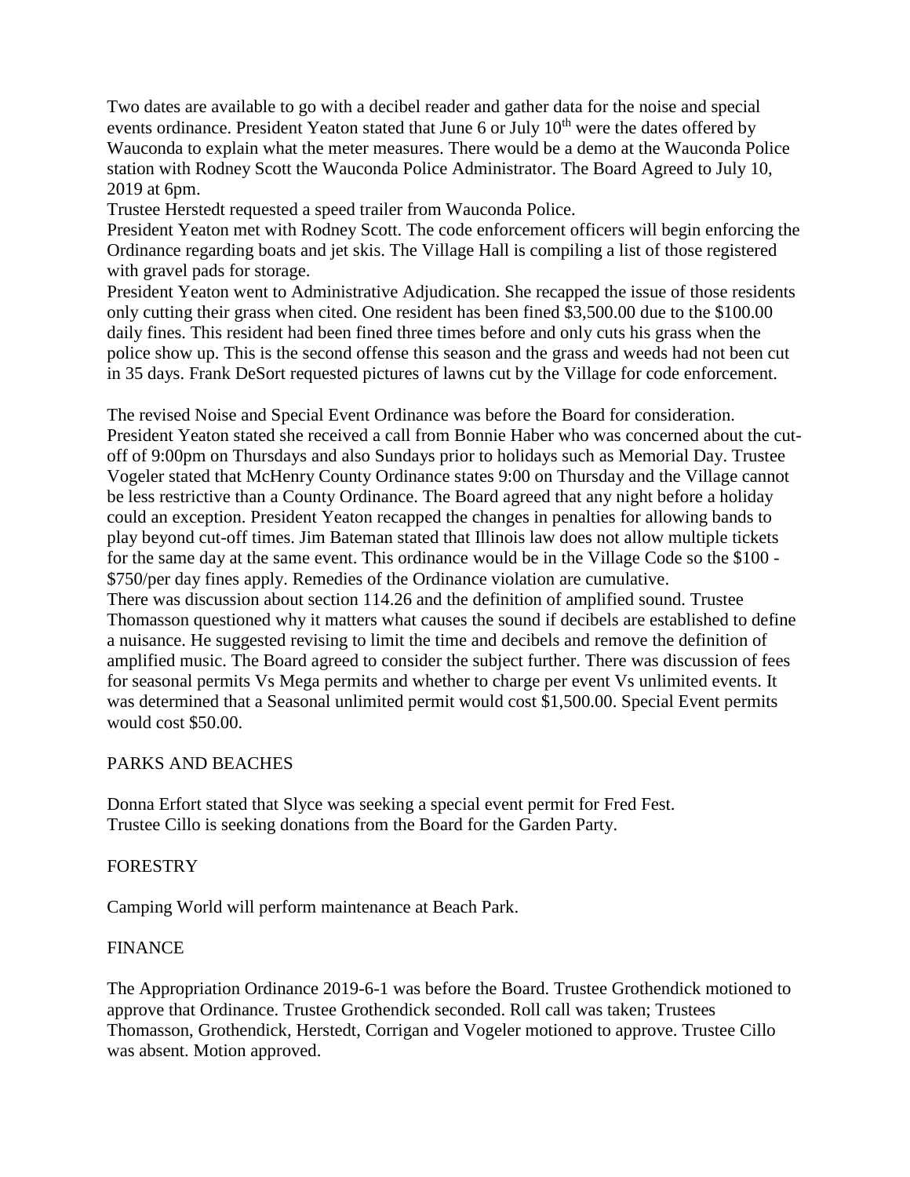Two dates are available to go with a decibel reader and gather data for the noise and special events ordinance. President Yeaton stated that June 6 or July 10th were the dates offered by Wauconda to explain what the meter measures. There would be a demo at the Wauconda Police station with Rodney Scott the Wauconda Police Administrator. The Board Agreed to July 10, 2019 at 6pm.

Trustee Herstedt requested a speed trailer from Wauconda Police.

President Yeaton met with Rodney Scott. The code enforcement officers will begin enforcing the Ordinance regarding boats and jet skis. The Village Hall is compiling a list of those registered with gravel pads for storage.

President Yeaton went to Administrative Adjudication. She recapped the issue of those residents only cutting their grass when cited. One resident has been fined $3,500.00 due to the $100.00 daily fines. This resident had been fined three times before and only cuts his grass when the police show up. This is the second offense this season and the grass and weeds had not been cut in 35 days. Frank DeSort requested pictures of lawns cut by the Village for code enforcement.

The revised Noise and Special Event Ordinance was before the Board for consideration. President Yeaton stated she received a call from Bonnie Haber who was concerned about the cut-off of 9:00pm on Thursdays and also Sundays prior to holidays such as Memorial Day. Trustee Vogeler stated that McHenry County Ordinance states 9:00 on Thursday and the Village cannot be less restrictive than a County Ordinance. The Board agreed that any night before a holiday could an exception. President Yeaton recapped the changes in penalties for allowing bands to play beyond cut-off times. Jim Bateman stated that Illinois law does not allow multiple tickets for the same day at the same event. This ordinance would be in the Village Code so the $100 - $750/per day fines apply. Remedies of the Ordinance violation are cumulative.

There was discussion about section 114.26 and the definition of amplified sound. Trustee Thomasson questioned why it matters what causes the sound if decibels are established to define a nuisance. He suggested revising to limit the time and decibels and remove the definition of amplified music. The Board agreed to consider the subject further. There was discussion of fees for seasonal permits Vs Mega permits and whether to charge per event Vs unlimited events. It was determined that a Seasonal unlimited permit would cost $1,500.00. Special Event permits would cost $50.00.

## PARKS AND BEACHES

Donna Erfort stated that Slyce was seeking a special event permit for Fred Fest.

Trustee Cillo is seeking donations from the Board for the Garden Party.

## FORESTRY

Camping World will perform maintenance at Beach Park.

## FINANCE

The Appropriation Ordinance 2019-6-1 was before the Board. Trustee Grothendick motioned to approve that Ordinance. Trustee Grothendick seconded. Roll call was taken; Trustees Thomasson, Grothendick, Herstedt, Corrigan and Vogeler motioned to approve. Trustee Cillo was absent. Motion approved.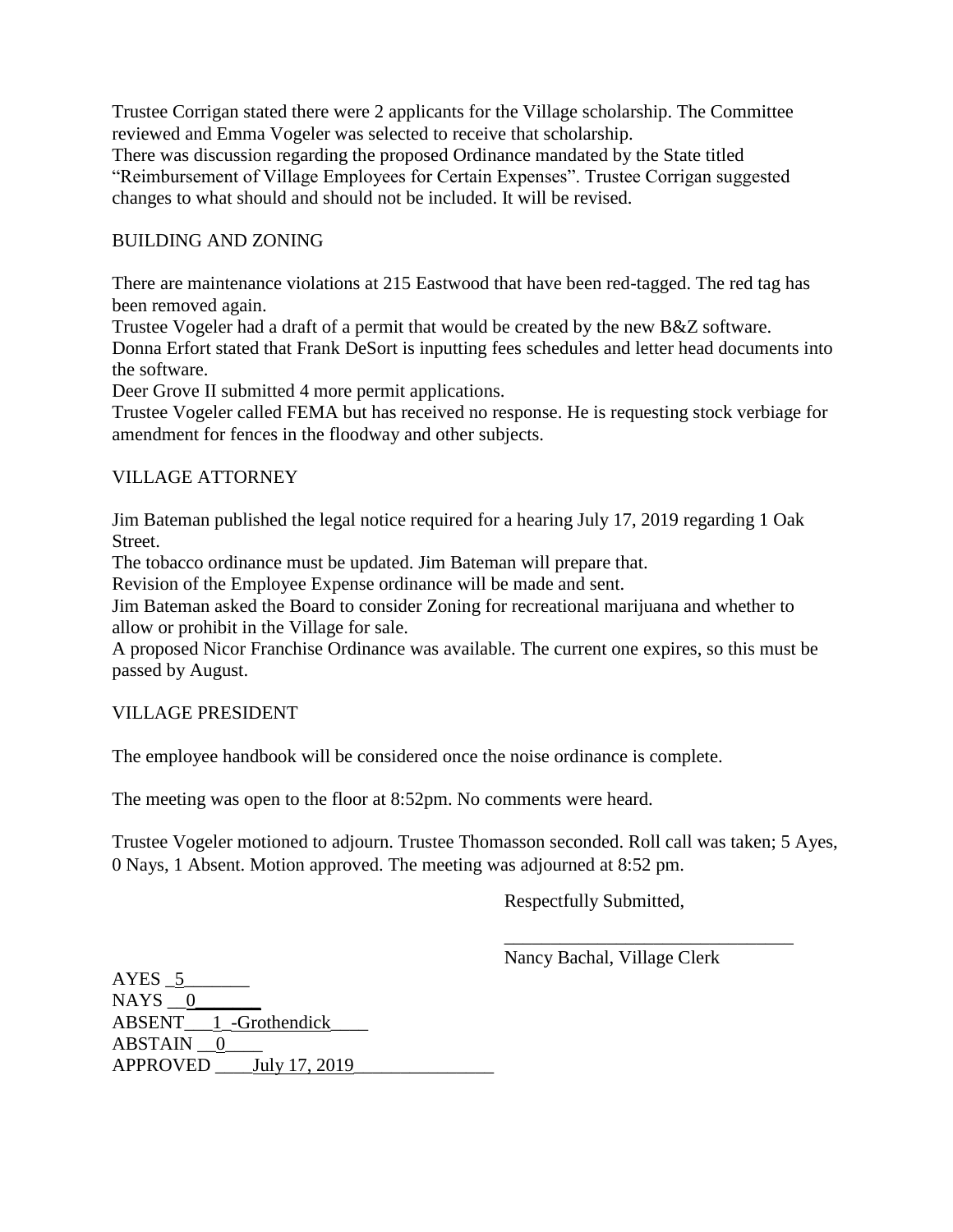Trustee Corrigan stated there were 2 applicants for the Village scholarship. The Committee reviewed and Emma Vogeler was selected to receive that scholarship.
There was discussion regarding the proposed Ordinance mandated by the State titled "Reimbursement of Village Employees for Certain Expenses". Trustee Corrigan suggested changes to what should and should not be included. It will be revised.

## BUILDING AND ZONING

There are maintenance violations at 215 Eastwood that have been red-tagged. The red tag has been removed again.
Trustee Vogeler had a draft of a permit that would be created by the new B&Z software.
Donna Erfort stated that Frank DeSort is inputting fees schedules and letter head documents into the software.
Deer Grove II submitted 4 more permit applications.
Trustee Vogeler called FEMA but has received no response. He is requesting stock verbiage for amendment for fences in the floodway and other subjects.

## VILLAGE ATTORNEY

Jim Bateman published the legal notice required for a hearing July 17, 2019 regarding 1 Oak Street.
The tobacco ordinance must be updated. Jim Bateman will prepare that.
Revision of the Employee Expense ordinance will be made and sent.
Jim Bateman asked the Board to consider Zoning for recreational marijuana and whether to allow or prohibit in the Village for sale.
A proposed Nicor Franchise Ordinance was available. The current one expires, so this must be passed by August.

## VILLAGE PRESIDENT

The employee handbook will be considered once the noise ordinance is complete.

The meeting was open to the floor at 8:52pm. No comments were heard.

Trustee Vogeler motioned to adjourn. Trustee Thomasson seconded. Roll call was taken; 5 Ayes, 0 Nays, 1 Absent. Motion approved. The meeting was adjourned at 8:52 pm.

Respectfully Submitted,

_______________________________
Nancy Bachal, Village Clerk

AYES _5_______
NAYS __0_______
ABSENT___1_-Grothendick____
ABSTAIN __0____
APPROVED ____July 17, 2019_______________